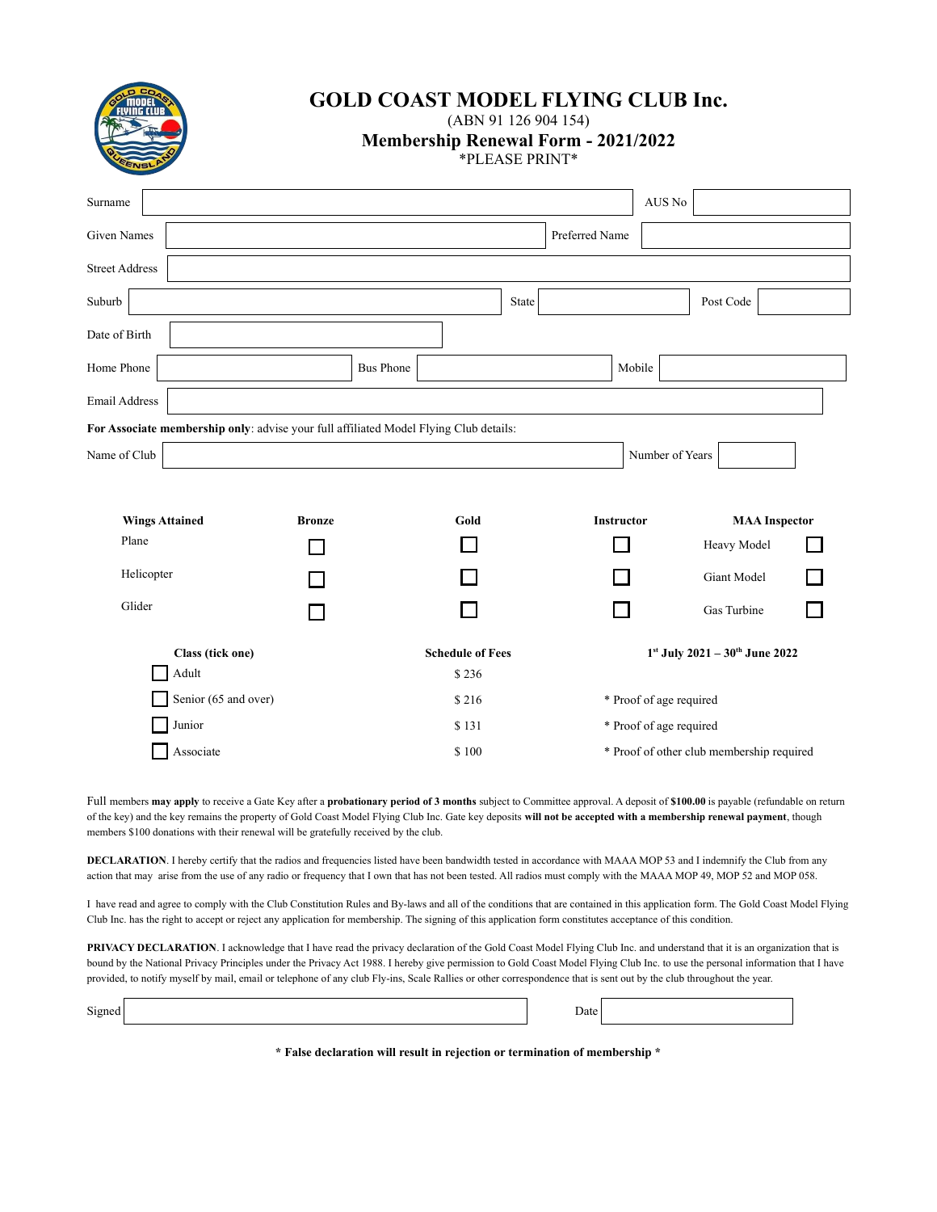# GOLD COAST MODEL FLYING CLUB Inc.

(ABN 91 126 904 154)

## Membership Renewal Form - 2021/2022

*PLEASE PRINT*

Surname ____________________ AUS No ____________

Given Names ____________________ Preferred Name ____________

Street Address ____________________

Suburb ____________ State ____________ Post Code ____________

Date of Birth ____________

Home Phone ____________ Bus Phone ____________ Mobile ____________

Email Address ____________________

**For Associate membership only**: advise your full affiliated Model Flying Club details:

Name of Club ____________________ Number of Years ____________

| Wings Attained | Bronze | Gold | Instructor | MAA Inspector | |
|---|---|---|---|---|---|
| Plane | ☐ | ☐ | ☐ | Heavy Model | ☐ |
| Helicopter | ☐ | ☐ | ☐ | Giant Model | ☐ |
| Glider | ☐ | ☐ | ☐ | Gas Turbine | ☐ |

| Class (tick one) | Schedule of Fees | 1st July 2021 – 30th June 2022 |
|---|---|---|
| ☐ Adult | $ 236 | |
| ☐ Senior (65 and over) | $ 216 | * Proof of age required |
| ☐ Junior | $ 131 | * Proof of age required |
| ☐ Associate | $ 100 | * Proof of other club membership required |

Full members **may apply** to receive a Gate Key after a **probationary period of 3 months** subject to Committee approval. A deposit of **$100.00** is payable (refundable on return of the key) and the key remains the property of Gold Coast Model Flying Club Inc. Gate key deposits **will not be accepted with a membership renewal payment**, though members $100 donations with their renewal will be gratefully received by the club.

**DECLARATION**. I hereby certify that the radios and frequencies listed have been bandwidth tested in accordance with MAAA MOP 53 and I indemnify the Club from any action that may arise from the use of any radio or frequency that I own that has not been tested. All radios must comply with the MAAA MOP 49, MOP 52 and MOP 058.

I have read and agree to comply with the Club Constitution Rules and By-laws and all of the conditions that are contained in this application form. The Gold Coast Model Flying Club Inc. has the right to accept or reject any application for membership. The signing of this application form constitutes acceptance of this condition.

**PRIVACY DECLARATION**. I acknowledge that I have read the privacy declaration of the Gold Coast Model Flying Club Inc. and understand that it is an organization that is bound by the National Privacy Principles under the Privacy Act 1988. I hereby give permission to Gold Coast Model Flying Club Inc. to use the personal information that I have provided, to notify myself by mail, email or telephone of any club Fly-ins, Scale Rallies or other correspondence that is sent out by the club throughout the year.

Signed ____________________ Date ____________

**\* False declaration will result in rejection or termination of membership \***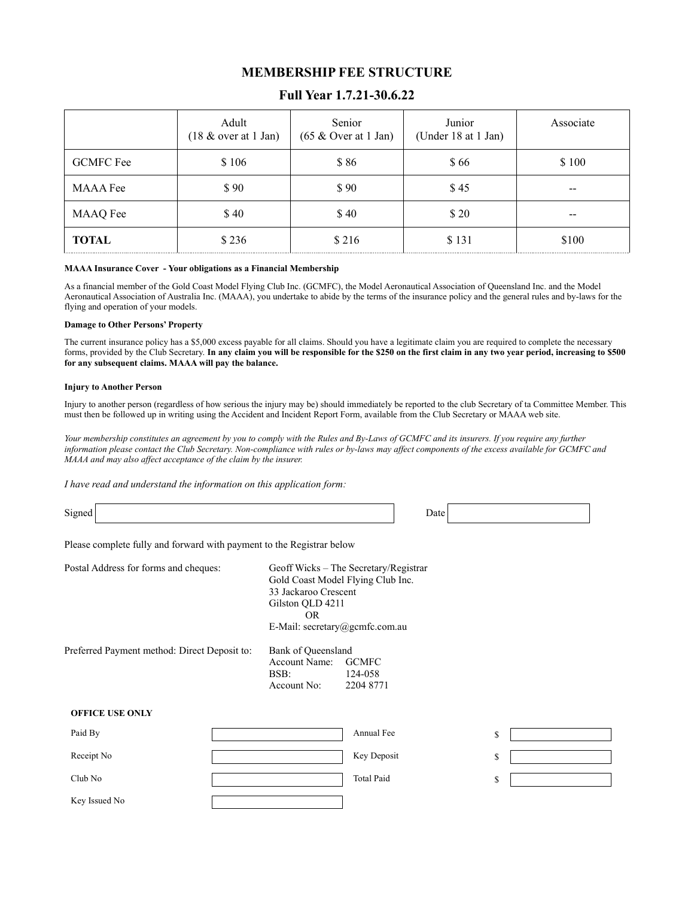# MEMBERSHIP FEE STRUCTURE

## Full Year 1.7.21-30.6.22

| | Adult (18 & over at 1 Jan) | Senior (65 & Over at 1 Jan) | Junior (Under 18 at 1 Jan) | Associate |
|---|---|---|---|---|
| GCMFC Fee | $ 106 | $ 86 | $ 66 | $ 100 |
| MAAA Fee | $ 90 | $ 90 | $ 45 | -- |
| MAAQ Fee | $ 40 | $ 40 | $ 20 | -- |
| **TOTAL** | $ 236 | $ 216 | $ 131 | $100 |

**MAAA Insurance Cover - Your obligations as a Financial Membership**

As a financial member of the Gold Coast Model Flying Club Inc. (GCMFC), the Model Aeronautical Association of Queensland Inc. and the Model Aeronautical Association of Australia Inc. (MAAA), you undertake to abide by the terms of the insurance policy and the general rules and by-laws for the flying and operation of your models.

**Damage to Other Persons' Property**

The current insurance policy has a $5,000 excess payable for all claims. Should you have a legitimate claim you are required to complete the necessary forms, provided by the Club Secretary. **In any claim you will be responsible for the $250 on the first claim in any two year period, increasing to $500 for any subsequent claims. MAAA will pay the balance.**

**Injury to Another Person**

Injury to another person (regardless of how serious the injury may be) should immediately be reported to the club Secretary of ta Committee Member. This must then be followed up in writing using the Accident and Incident Report Form, available from the Club Secretary or MAAA web site.

*Your membership constitutes an agreement by you to comply with the Rules and By-Laws of GCMFC and its insurers. If you require any further information please contact the Club Secretary. Non-compliance with rules or by-laws may affect components of the excess available for GCMFC and MAAA and may also affect acceptance of the claim by the insurer.*

*I have read and understand the information on this application form:*

Signed ____________________ Date ____________

Please complete fully and forward with payment to the Registrar below

Postal Address for forms and cheques:

Geoff Wicks – The Secretary/Registrar
Gold Coast Model Flying Club Inc.
33 Jackaroo Crescent
Gilston QLD 4211
OR
E-Mail: secretary@gcmfc.com.au

Preferred Payment method: Direct Deposit to:

Bank of Queensland
Account Name: GCMFC
BSB: 124-058
Account No: 2204 8771

**OFFICE USE ONLY**

| | | | |
|---|---|---|---|
| Paid By | | Annual Fee | $ |
| Receipt No | | Key Deposit | $ |
| Club No | | Total Paid | $ |
| Key Issued No | | | |